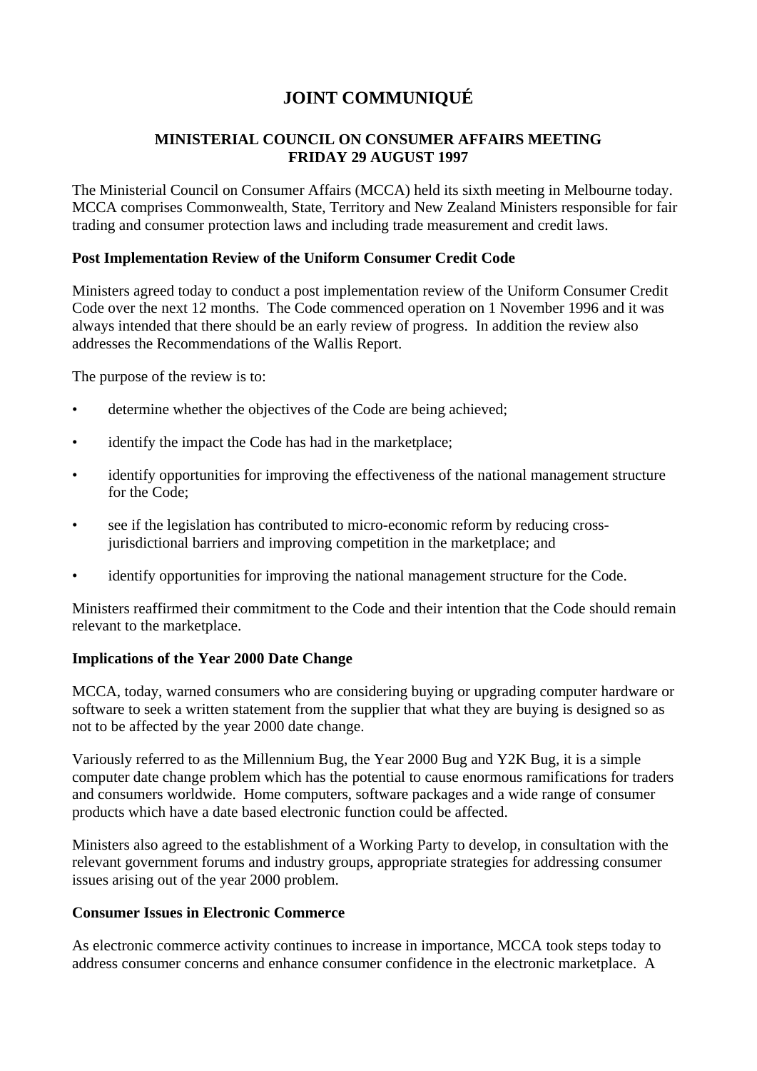# JOINT COMMUNIQUÉ

## MINISTERIAL COUNCIL ON CONSUMER AFFAIRS MEETING
## FRIDAY 29 AUGUST 1997

The Ministerial Council on Consumer Affairs (MCCA) held its sixth meeting in Melbourne today. MCCA comprises Commonwealth, State, Territory and New Zealand Ministers responsible for fair trading and consumer protection laws and including trade measurement and credit laws.

### Post Implementation Review of the Uniform Consumer Credit Code

Ministers agreed today to conduct a post implementation review of the Uniform Consumer Credit Code over the next 12 months. The Code commenced operation on 1 November 1996 and it was always intended that there should be an early review of progress. In addition the review also addresses the Recommendations of the Wallis Report.

The purpose of the review is to:

- determine whether the objectives of the Code are being achieved;
- identify the impact the Code has had in the marketplace;
- identify opportunities for improving the effectiveness of the national management structure for the Code;
- see if the legislation has contributed to micro-economic reform by reducing cross-jurisdictional barriers and improving competition in the marketplace; and
- identify opportunities for improving the national management structure for the Code.

Ministers reaffirmed their commitment to the Code and their intention that the Code should remain relevant to the marketplace.

### Implications of the Year 2000 Date Change

MCCA, today, warned consumers who are considering buying or upgrading computer hardware or software to seek a written statement from the supplier that what they are buying is designed so as not to be affected by the year 2000 date change.

Variously referred to as the Millennium Bug, the Year 2000 Bug and Y2K Bug, it is a simple computer date change problem which has the potential to cause enormous ramifications for traders and consumers worldwide. Home computers, software packages and a wide range of consumer products which have a date based electronic function could be affected.

Ministers also agreed to the establishment of a Working Party to develop, in consultation with the relevant government forums and industry groups, appropriate strategies for addressing consumer issues arising out of the year 2000 problem.

### Consumer Issues in Electronic Commerce

As electronic commerce activity continues to increase in importance, MCCA took steps today to address consumer concerns and enhance consumer confidence in the electronic marketplace. A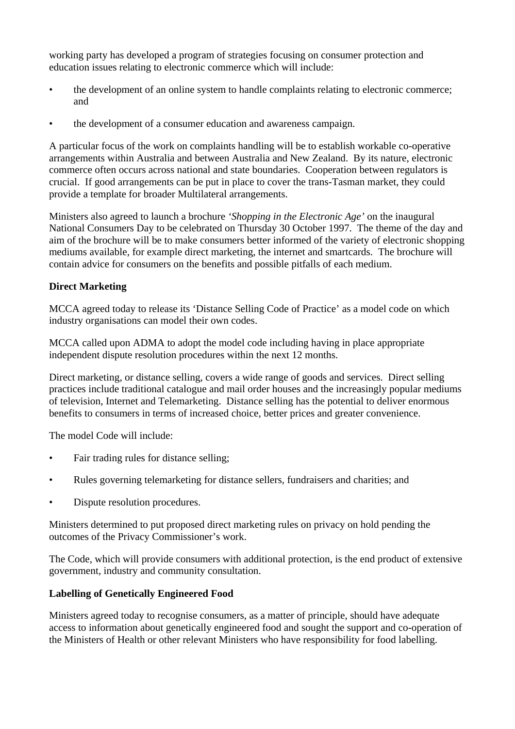working party has developed a program of strategies focusing on consumer protection and education issues relating to electronic commerce which will include:

- the development of an online system to handle complaints relating to electronic commerce; and
- the development of a consumer education and awareness campaign.

A particular focus of the work on complaints handling will be to establish workable co-operative arrangements within Australia and between Australia and New Zealand. By its nature, electronic commerce often occurs across national and state boundaries. Cooperation between regulators is crucial. If good arrangements can be put in place to cover the trans-Tasman market, they could provide a template for broader Multilateral arrangements.

Ministers also agreed to launch a brochure *'Shopping in the Electronic Age'* on the inaugural National Consumers Day to be celebrated on Thursday 30 October 1997. The theme of the day and aim of the brochure will be to make consumers better informed of the variety of electronic shopping mediums available, for example direct marketing, the internet and smartcards. The brochure will contain advice for consumers on the benefits and possible pitfalls of each medium.

**Direct Marketing**

MCCA agreed today to release its 'Distance Selling Code of Practice' as a model code on which industry organisations can model their own codes.

MCCA called upon ADMA to adopt the model code including having in place appropriate independent dispute resolution procedures within the next 12 months.

Direct marketing, or distance selling, covers a wide range of goods and services. Direct selling practices include traditional catalogue and mail order houses and the increasingly popular mediums of television, Internet and Telemarketing. Distance selling has the potential to deliver enormous benefits to consumers in terms of increased choice, better prices and greater convenience.

The model Code will include:

- Fair trading rules for distance selling;
- Rules governing telemarketing for distance sellers, fundraisers and charities; and
- Dispute resolution procedures.

Ministers determined to put proposed direct marketing rules on privacy on hold pending the outcomes of the Privacy Commissioner's work.

The Code, which will provide consumers with additional protection, is the end product of extensive government, industry and community consultation.

**Labelling of Genetically Engineered Food**

Ministers agreed today to recognise consumers, as a matter of principle, should have adequate access to information about genetically engineered food and sought the support and co-operation of the Ministers of Health or other relevant Ministers who have responsibility for food labelling.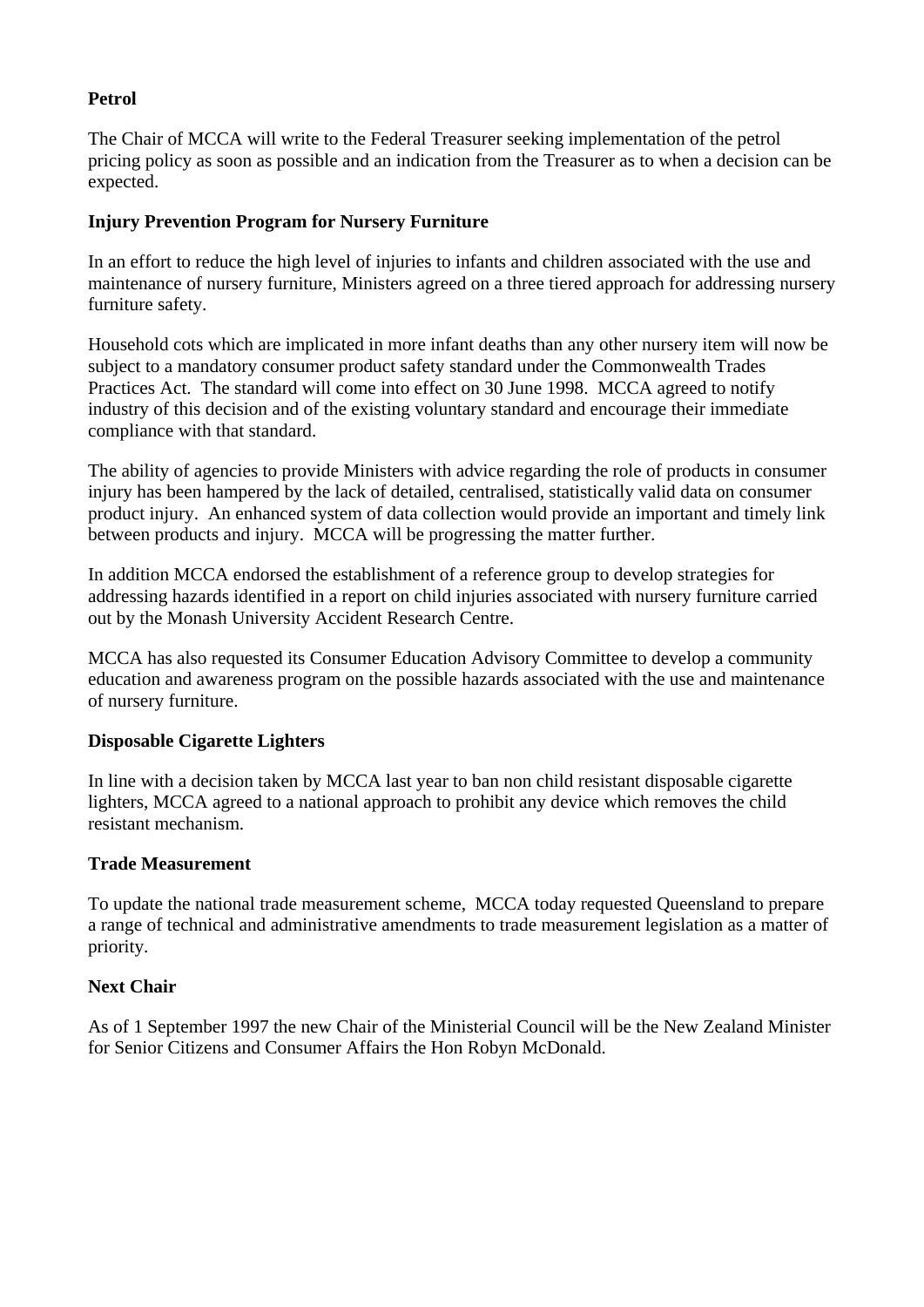**Petrol**

The Chair of MCCA will write to the Federal Treasurer seeking implementation of the petrol pricing policy as soon as possible and an indication from the Treasurer as to when a decision can be expected.

**Injury Prevention Program for Nursery Furniture**

In an effort to reduce the high level of injuries to infants and children associated with the use and maintenance of nursery furniture, Ministers agreed on a three tiered approach for addressing nursery furniture safety.

Household cots which are implicated in more infant deaths than any other nursery item will now be subject to a mandatory consumer product safety standard under the Commonwealth Trades Practices Act. The standard will come into effect on 30 June 1998. MCCA agreed to notify industry of this decision and of the existing voluntary standard and encourage their immediate compliance with that standard.

The ability of agencies to provide Ministers with advice regarding the role of products in consumer injury has been hampered by the lack of detailed, centralised, statistically valid data on consumer product injury. An enhanced system of data collection would provide an important and timely link between products and injury. MCCA will be progressing the matter further.

In addition MCCA endorsed the establishment of a reference group to develop strategies for addressing hazards identified in a report on child injuries associated with nursery furniture carried out by the Monash University Accident Research Centre.

MCCA has also requested its Consumer Education Advisory Committee to develop a community education and awareness program on the possible hazards associated with the use and maintenance of nursery furniture.

**Disposable Cigarette Lighters**

In line with a decision taken by MCCA last year to ban non child resistant disposable cigarette lighters, MCCA agreed to a national approach to prohibit any device which removes the child resistant mechanism.

**Trade Measurement**

To update the national trade measurement scheme, MCCA today requested Queensland to prepare a range of technical and administrative amendments to trade measurement legislation as a matter of priority.

**Next Chair**

As of 1 September 1997 the new Chair of the Ministerial Council will be the New Zealand Minister for Senior Citizens and Consumer Affairs the Hon Robyn McDonald.